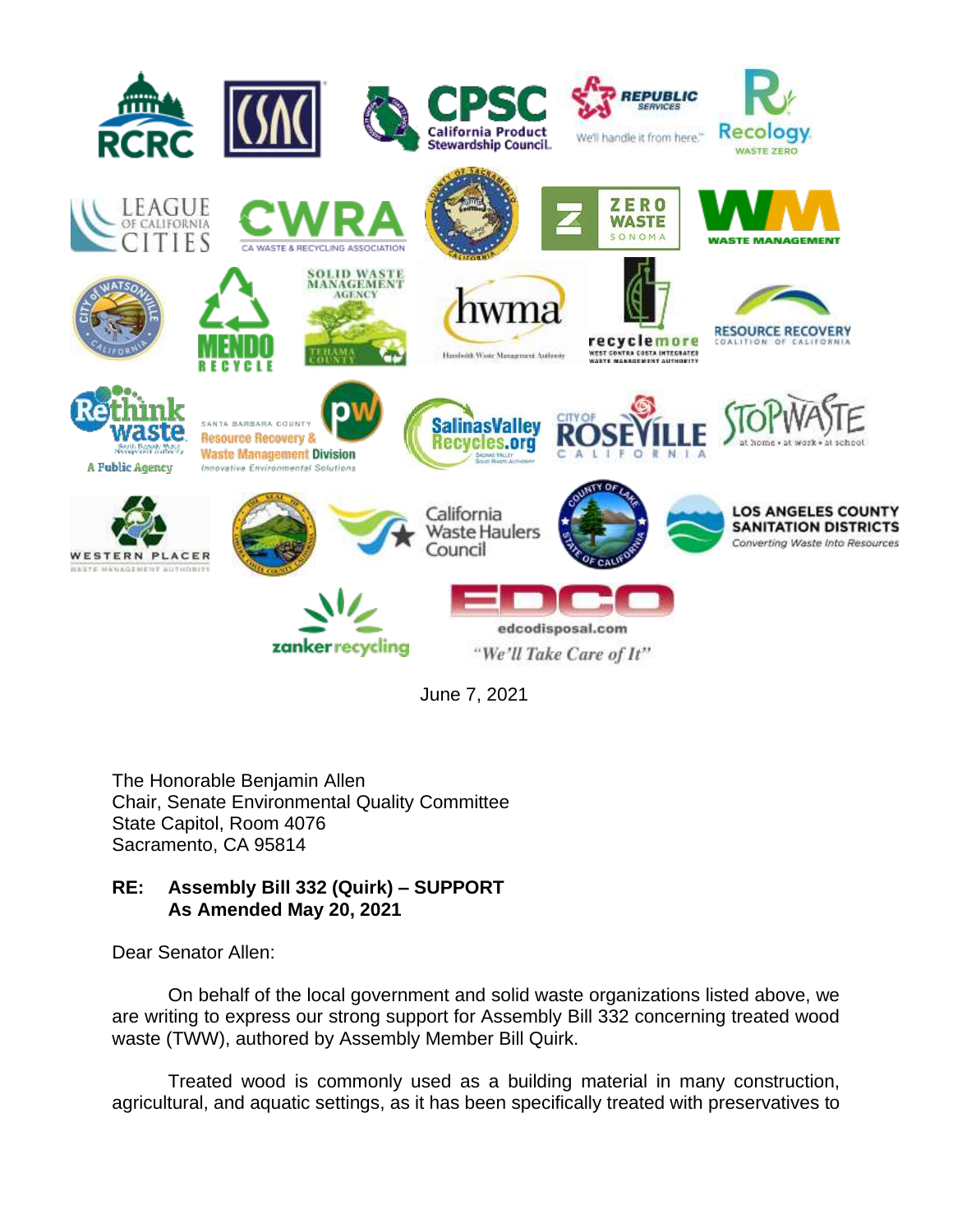June 7, 2021

The Honorable Benjamin Allen
Chair, Senate Environmental Quality Committee
State Capitol, Room 4076
Sacramento, CA 95814

**RE: Assembly Bill 332 (Quirk) – SUPPORT**
**As Amended May 20, 2021**

Dear Senator Allen:

On behalf of the local government and solid waste organizations listed above, we are writing to express our strong support for Assembly Bill 332 concerning treated wood waste (TWW), authored by Assembly Member Bill Quirk.

Treated wood is commonly used as a building material in many construction, agricultural, and aquatic settings, as it has been specifically treated with preservatives to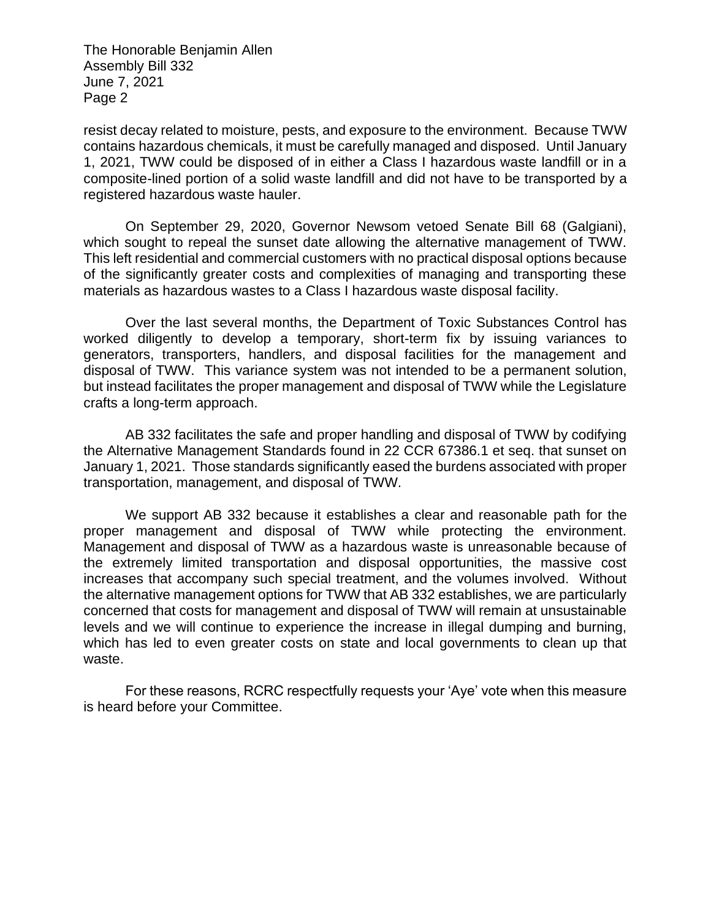resist decay related to moisture, pests, and exposure to the environment. Because TWW contains hazardous chemicals, it must be carefully managed and disposed. Until January 1, 2021, TWW could be disposed of in either a Class I hazardous waste landfill or in a composite-lined portion of a solid waste landfill and did not have to be transported by a registered hazardous waste hauler.

On September 29, 2020, Governor Newsom vetoed Senate Bill 68 (Galgiani), which sought to repeal the sunset date allowing the alternative management of TWW. This left residential and commercial customers with no practical disposal options because of the significantly greater costs and complexities of managing and transporting these materials as hazardous wastes to a Class I hazardous waste disposal facility.

Over the last several months, the Department of Toxic Substances Control has worked diligently to develop a temporary, short-term fix by issuing variances to generators, transporters, handlers, and disposal facilities for the management and disposal of TWW. This variance system was not intended to be a permanent solution, but instead facilitates the proper management and disposal of TWW while the Legislature crafts a long-term approach.

AB 332 facilitates the safe and proper handling and disposal of TWW by codifying the Alternative Management Standards found in 22 CCR 67386.1 et seq. that sunset on January 1, 2021. Those standards significantly eased the burdens associated with proper transportation, management, and disposal of TWW.

We support AB 332 because it establishes a clear and reasonable path for the proper management and disposal of TWW while protecting the environment. Management and disposal of TWW as a hazardous waste is unreasonable because of the extremely limited transportation and disposal opportunities, the massive cost increases that accompany such special treatment, and the volumes involved. Without the alternative management options for TWW that AB 332 establishes, we are particularly concerned that costs for management and disposal of TWW will remain at unsustainable levels and we will continue to experience the increase in illegal dumping and burning, which has led to even greater costs on state and local governments to clean up that waste.

For these reasons, RCRC respectfully requests your 'Aye' vote when this measure is heard before your Committee.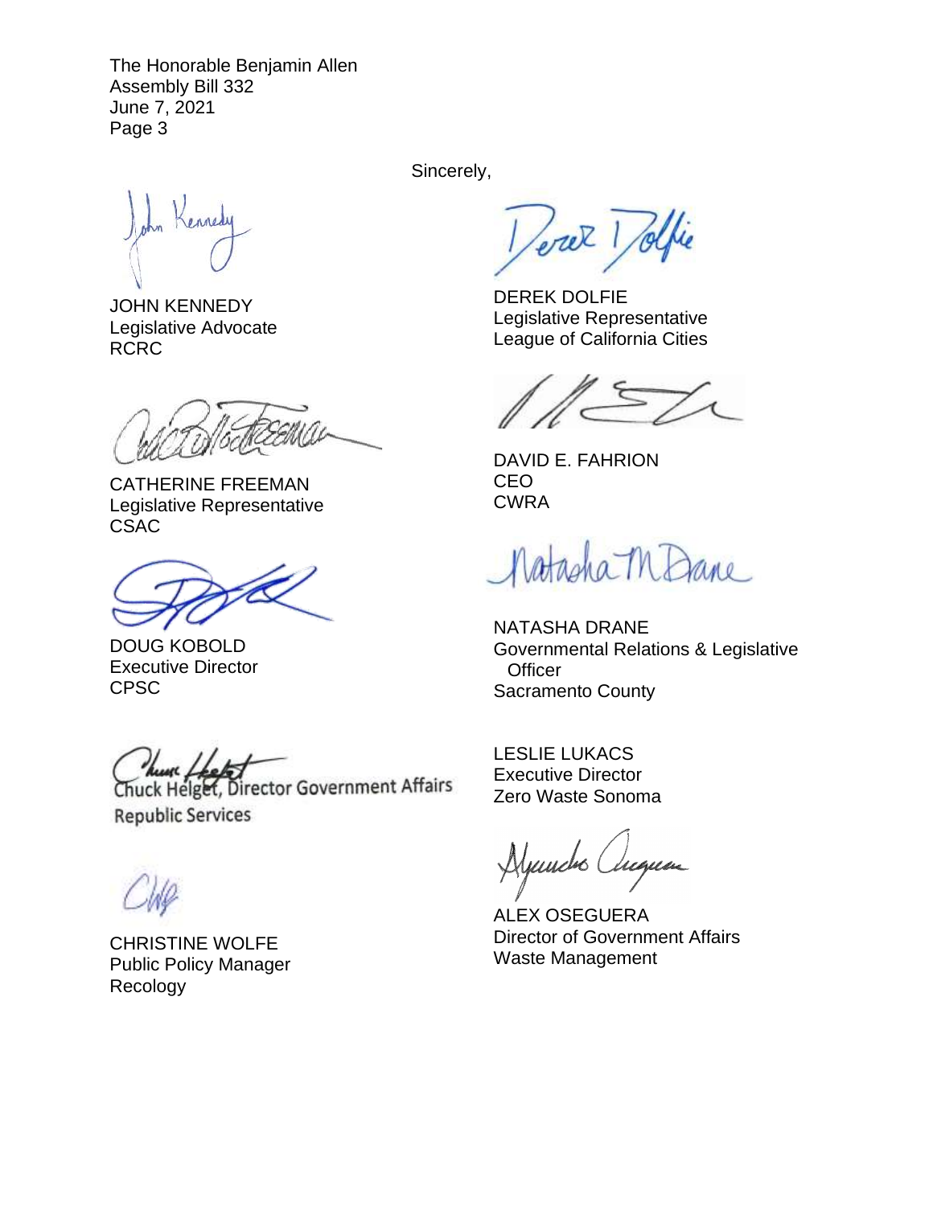The Honorable Benjamin Allen
Assembly Bill 332
June 7, 2021

Sincerely,

JOHN KENNEDY
Legislative Advocate
RCRC

DEREK DOLFIE
Legislative Representative
League of California Cities

CATHERINE FREEMAN
Legislative Representative
CSAC

DAVID E. FAHRION
CEO
CWRA

DOUG KOBOLD
Executive Director
CPSC

NATASHA DRANE
Governmental Relations & Legislative Officer
Sacramento County

Chuck Helget, Director Government Affairs
Republic Services

LESLIE LUKACS
Executive Director
Zero Waste Sonoma

CHRISTINE WOLFE
Public Policy Manager
Recology

ALEX OSEGUERA
Director of Government Affairs
Waste Management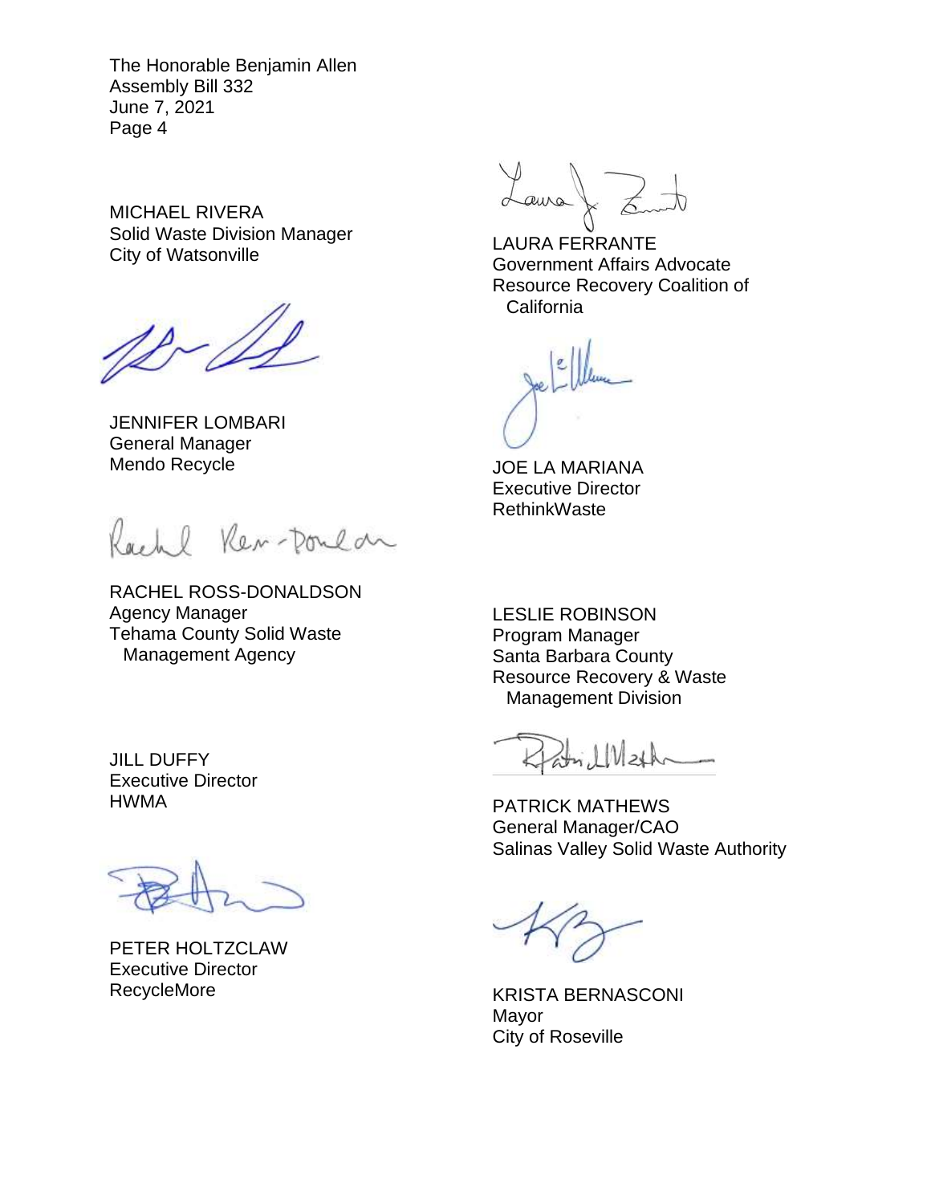The Honorable Benjamin Allen
Assembly Bill 332
June 7, 2021
Page 4

MICHAEL RIVERA
Solid Waste Division Manager
City of Watsonville

LAURA FERRANTE
Government Affairs Advocate
Resource Recovery Coalition of California

JENNIFER LOMBARI
General Manager
Mendo Recycle

JOE LA MARIANA
Executive Director
RethinkWaste

RACHEL ROSS-DONALDSON
Agency Manager
Tehama County Solid Waste Management Agency

LESLIE ROBINSON
Program Manager
Santa Barbara County
Resource Recovery & Waste Management Division

JILL DUFFY
Executive Director
HWMA

PATRICK MATHEWS
General Manager/CAO
Salinas Valley Solid Waste Authority

PETER HOLTZCLAW
Executive Director
RecycleMore

KRISTA BERNASCONI
Mayor
City of Roseville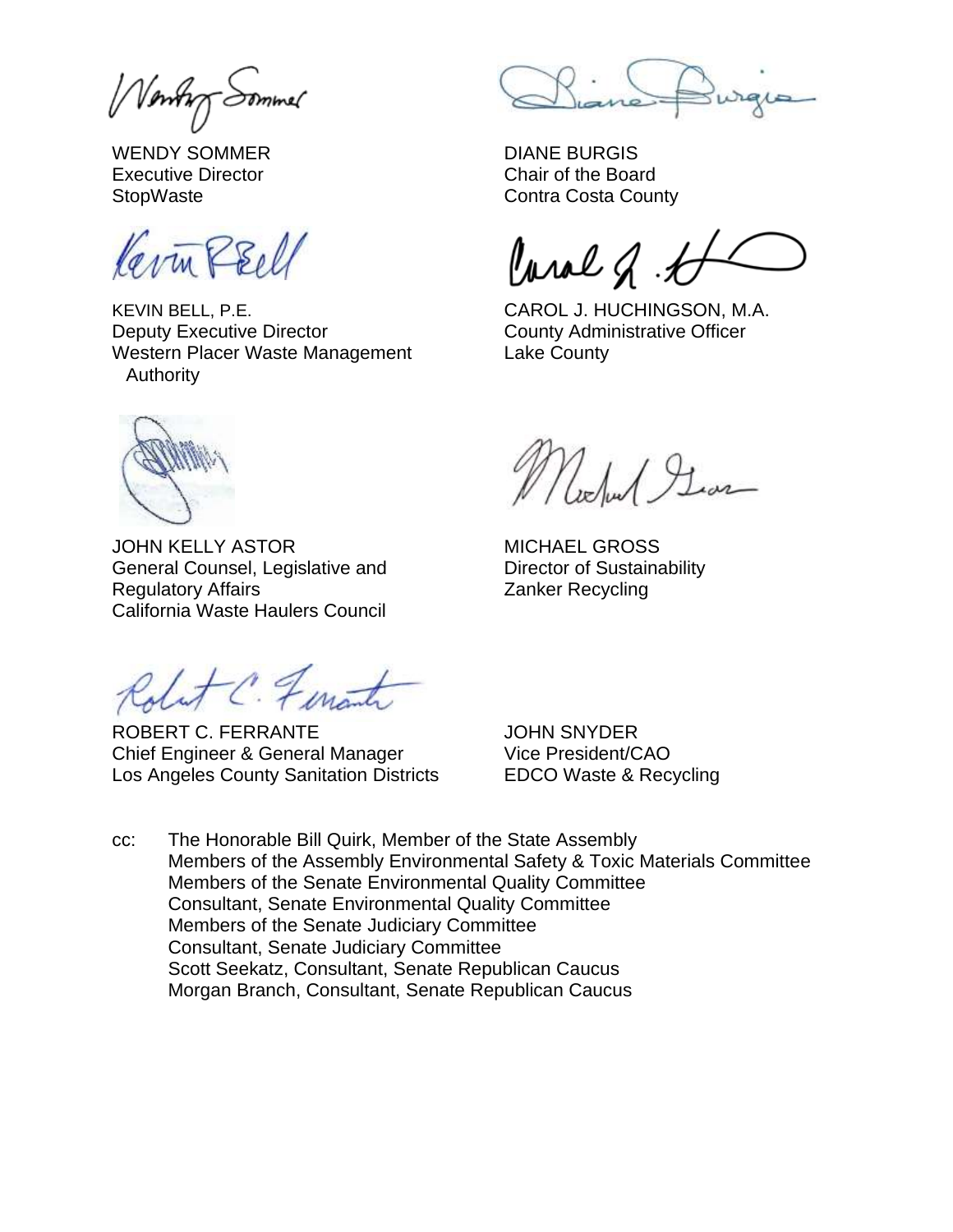WENDY SOMMER
Executive Director
StopWaste

DIANE BURGIS
Chair of the Board
Contra Costa County

KEVIN BELL, P.E.
Deputy Executive Director
Western Placer Waste Management Authority

CAROL J. HUCHINGSON, M.A.
County Administrative Officer
Lake County

JOHN KELLY ASTOR
General Counsel, Legislative and Regulatory Affairs
California Waste Haulers Council

MICHAEL GROSS
Director of Sustainability
Zanker Recycling

ROBERT C. FERRANTE
Chief Engineer & General Manager
Los Angeles County Sanitation Districts

JOHN SNYDER
Vice President/CAO
EDCO Waste & Recycling

cc: The Honorable Bill Quirk, Member of the State Assembly
Members of the Assembly Environmental Safety & Toxic Materials Committee
Members of the Senate Environmental Quality Committee
Consultant, Senate Environmental Quality Committee
Members of the Senate Judiciary Committee
Consultant, Senate Judiciary Committee
Scott Seekatz, Consultant, Senate Republican Caucus
Morgan Branch, Consultant, Senate Republican Caucus